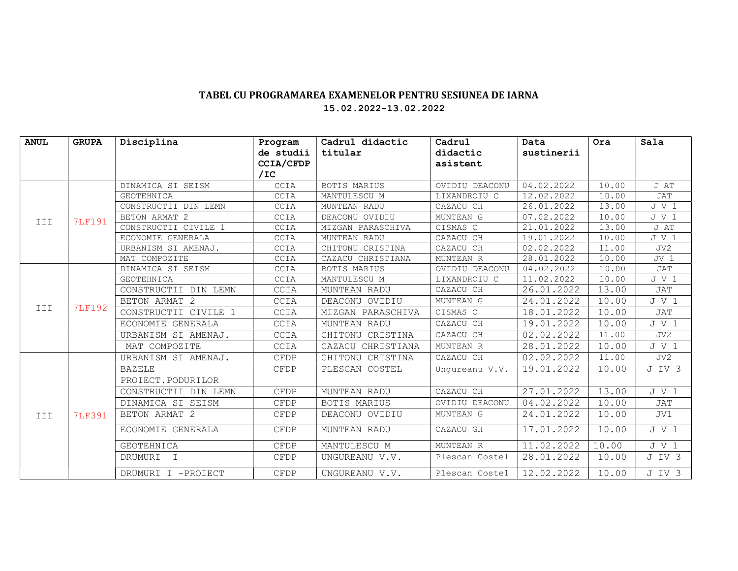# TABEL CU PROGRAMAREA EXAMENELOR PENTRU SESIUNEA DE IARNA

**15.02.2022-13.02.2022**

| ANUL | GRUPA | Disciplina | Program de studii CCIA/CFDP /IC | Cadrul didactic titular | Cadrul didactic asistent | Data sustinerii | Ora | Sala |
|---|---|---|---|---|---|---|---|---|
| III | 7LF191 | DINAMICA SI SEISM | CCIA | BOTIS MARIUS | OVIDIU DEACONU | 04.02.2022 | 10.00 | J AT |
| | | GEOTEHNICA | CCIA | MANTULESCU M | LIXANDROIU C | 12.02.2022 | 10.00 | JAT |
| | | CONSTRUCTII DIN LEMN | CCIA | MUNTEAN RADU | CAZACU CH | 26.01.2022 | 13.00 | J V 1 |
| | | BETON ARMAT 2 | CCIA | DEACONU OVIDIU | MUNTEAN G | 07.02.2022 | 10.00 | J V 1 |
| | | CONSTRUCTII CIVILE 1 | CCIA | MIZGAN PARASCHIVA | CISMAS C | 21.01.2022 | 13.00 | J AT |
| | | ECONOMIE GENERALA | CCIA | MUNTEAN RADU | CAZACU CH | 19.01.2022 | 10.00 | J V 1 |
| | | URBANISM SI AMENAJ. | CCIA | CHITONU CRISTINA | CAZACU CH | 02.02.2022 | 11.00 | JV2 |
| | | MAT COMPOZITE | CCIA | CAZACU CHRISTIANA | MUNTEAN R | 28.01.2022 | 10.00 | JV 1 |
| III | 7LF192 | DINAMICA SI SEISM | CCIA | BOTIS MARIUS | OVIDIU DEACONU | 04.02.2022 | 10.00 | JAT |
| | | GEOTEHNICA | CCIA | MANTULESCU M | LIXANDROIU C | 11.02.2022 | 10.00 | J V 1 |
| | | CONSTRUCTII DIN LEMN | CCIA | MUNTEAN RADU | CAZACU CH | 26.01.2022 | 13.00 | JAT |
| | | BETON ARMAT 2 | CCIA | DEACONU OVIDIU | MUNTEAN G | 24.01.2022 | 10.00 | J V 1 |
| | | CONSTRUCTII CIVILE 1 | CCIA | MIZGAN PARASCHIVA | CISMAS C | 18.01.2022 | 10.00 | JAT |
| | | ECONOMIE GENERALA | CCIA | MUNTEAN RADU | CAZACU CH | 19.01.2022 | 10.00 | J V 1 |
| | | URBANISM SI AMENAJ. | CCIA | CHITONU CRISTINA | CAZACU CH | 02.02.2022 | 11.00 | JV2 |
| | | MAT COMPOZITE | CCIA | CAZACU CHRISTIANA | MUNTEAN R | 28.01.2022 | 10.00 | J V 1 |
| III | 7LF391 | URBANISM SI AMENAJ. | CFDP | CHITONU CRISTINA | CAZACU CH | 02.02.2022 | 11.00 | JV2 |
| | | BAZELE PROIECT.PODURILOR | CFDP | PLESCAN COSTEL | Ungureanu V.V. | 19.01.2022 | 10.00 | J IV 3 |
| | | CONSTRUCTII DIN LEMN | CFDP | MUNTEAN RADU | CAZACU CH | 27.01.2022 | 13.00 | J V 1 |
| | | DINAMICA SI SEISM | CFDP | BOTIS MARIUS | OVIDIU DEACONU | 04.02.2022 | 10.00 | JAT |
| | | BETON ARMAT 2 | CFDP | DEACONU OVIDIU | MUNTEAN G | 24.01.2022 | 10.00 | JV1 |
| | | ECONOMIE GENERALA | CFDP | MUNTEAN RADU | CAZACU GH | 17.01.2022 | 10.00 | J V 1 |
| | | GEOTEHNICA | CFDP | MANTULESCU M | MUNTEAN R | 11.02.2022 | 10.00 | J V 1 |
| | | DRUMURI I | CFDP | UNGUREANU V.V. | Plescan Costel | 28.01.2022 | 10.00 | J IV 3 |
| | | DRUMURI I -PROIECT | CFDP | UNGUREANU V.V. | Plescan Costel | 12.02.2022 | 10.00 | J IV 3 |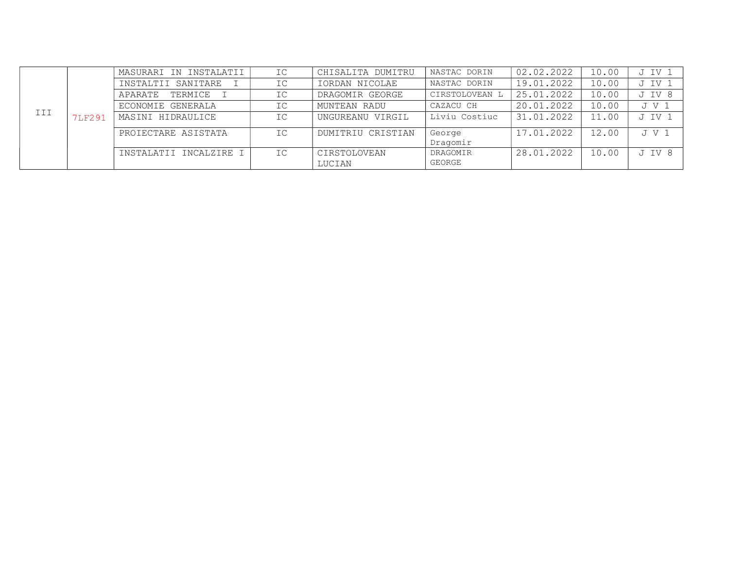| | | | | | | | | |
|---|---|---|---|---|---|---|---|---|
| III | 7LF291 | MASURARI IN INSTALATII | IC | CHISALITA DUMITRU | NASTAC DORIN | 02.02.2022 | 10.00 | J IV 1 |
| | | INSTALTII SANITARE I | IC | IORDAN NICOLAE | NASTAC DORIN | 19.01.2022 | 10.00 | J IV 1 |
| | | APARATE TERMICE I | IC | DRAGOMIR GEORGE | CIRSTOLOVEAN L | 25.01.2022 | 10.00 | J IV 8 |
| | | ECONOMIE GENERALA | IC | MUNTEAN RADU | CAZACU CH | 20.01.2022 | 10.00 | J V 1 |
| | | MASINI HIDRAULICE | IC | UNGUREANU VIRGIL | Liviu Costiuc | 31.01.2022 | 11.00 | J IV 1 |
| | | PROIECTARE ASISTATA | IC | DUMITRIU CRISTIAN | George Dragomir | 17.01.2022 | 12.00 | J V 1 |
| | | INSTALATII INCALZIRE I | IC | CIRSTOLOVEAN LUCIAN | DRAGOMIR GEORGE | 28.01.2022 | 10.00 | J IV 8 |